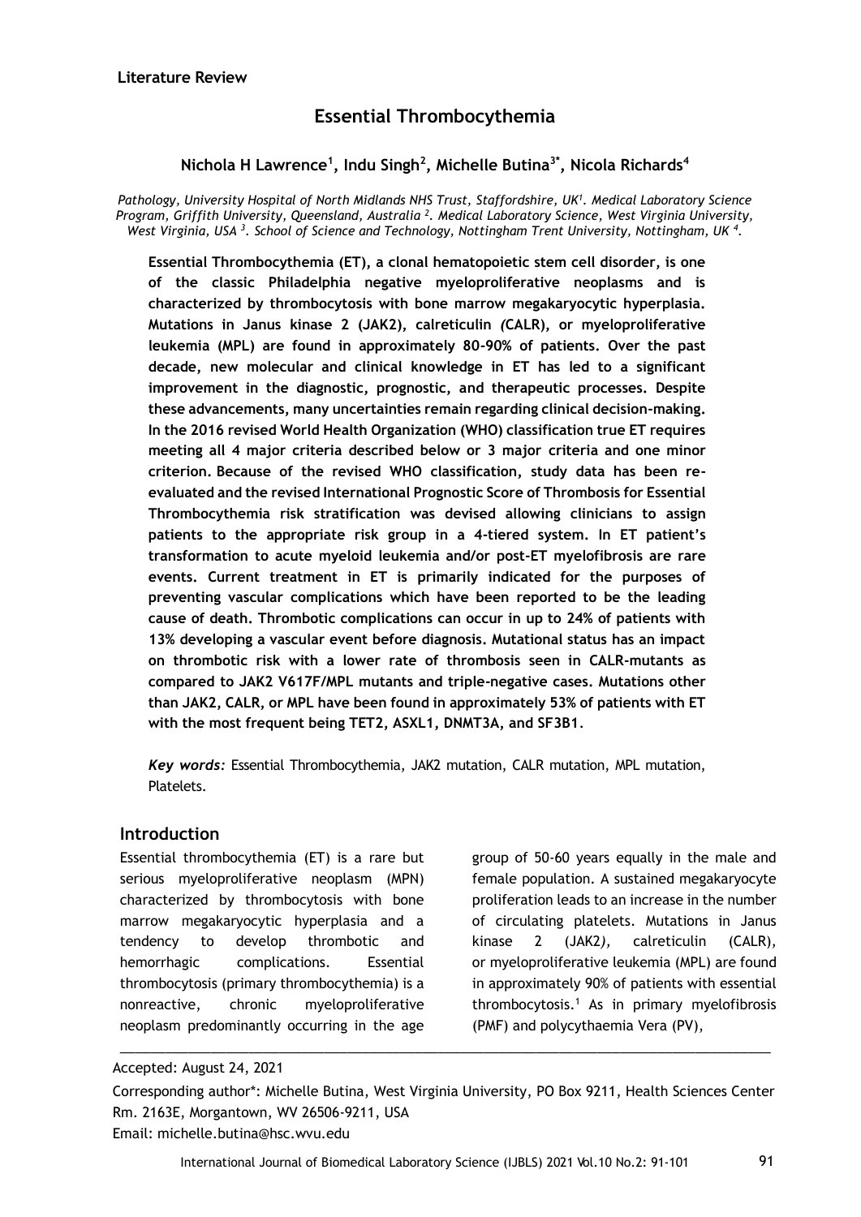**Literature Review**

# Essential Thrombocythemia

**Nichola H Lawrence[1], Indu Singh[2], Michelle Butina[3*], Nicola Richards[4]**

*Pathology, University Hospital of North Midlands NHS Trust, Staffordshire, UK[1]. Medical Laboratory Science Program, Griffith University, Queensland, Australia [2]. Medical Laboratory Science, West Virginia University, West Virginia, USA [3]. School of Science and Technology, Nottingham Trent University, Nottingham, UK [4].*

**Essential Thrombocythemia (ET), a clonal hematopoietic stem cell disorder, is one of the classic Philadelphia negative myeloproliferative neoplasms and is characterized by thrombocytosis with bone marrow megakaryocytic hyperplasia. Mutations in Janus kinase 2 (JAK2), calreticulin (CALR), or myeloproliferative leukemia (MPL) are found in approximately 80-90% of patients. Over the past decade, new molecular and clinical knowledge in ET has led to a significant improvement in the diagnostic, prognostic, and therapeutic processes. Despite these advancements, many uncertainties remain regarding clinical decision-making. In the 2016 revised World Health Organization (WHO) classification true ET requires meeting all 4 major criteria described below or 3 major criteria and one minor criterion. Because of the revised WHO classification, study data has been re-evaluated and the revised International Prognostic Score of Thrombosis for Essential Thrombocythemia risk stratification was devised allowing clinicians to assign patients to the appropriate risk group in a 4-tiered system. In ET patient's transformation to acute myeloid leukemia and/or post-ET myelofibrosis are rare events. Current treatment in ET is primarily indicated for the purposes of preventing vascular complications which have been reported to be the leading cause of death. Thrombotic complications can occur in up to 24% of patients with 13% developing a vascular event before diagnosis. Mutational status has an impact on thrombotic risk with a lower rate of thrombosis seen in CALR-mutants as compared to JAK2 V617F/MPL mutants and triple-negative cases. Mutations other than JAK2, CALR, or MPL have been found in approximately 53% of patients with ET with the most frequent being TET2, ASXL1, DNMT3A, and SF3B1.**

***Key words:*** Essential Thrombocythemia, JAK2 mutation, CALR mutation, MPL mutation, Platelets.

## Introduction

Essential thrombocythemia (ET) is a rare but serious myeloproliferative neoplasm (MPN) characterized by thrombocytosis with bone marrow megakaryocytic hyperplasia and a tendency to develop thrombotic and hemorrhagic complications. Essential thrombocytosis (primary thrombocythemia) is a nonreactive, chronic myeloproliferative neoplasm predominantly occurring in the age group of 50-60 years equally in the male and female population. A sustained megakaryocyte proliferation leads to an increase in the number of circulating platelets. Mutations in Janus kinase 2 (JAK2), calreticulin (CALR), or myeloproliferative leukemia (MPL) are found in approximately 90% of patients with essential thrombocytosis.[1] As in primary myelofibrosis (PMF) and polycythaemia Vera (PV),

Accepted: August 24, 2021

Corresponding author*: Michelle Butina, West Virginia University, PO Box 9211, Health Sciences Center Rm. 2163E, Morgantown, WV 26506-9211, USA
Email: michelle.butina@hsc.wvu.edu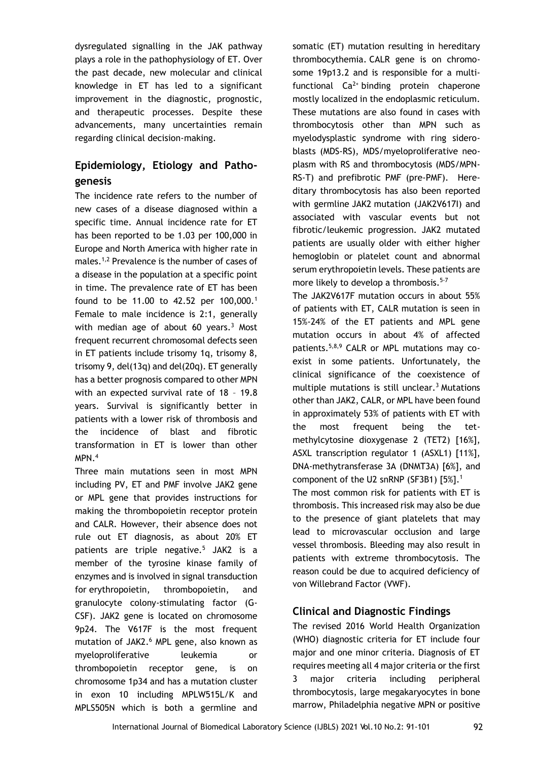dysregulated signalling in the JAK pathway plays a role in the pathophysiology of ET. Over the past decade, new molecular and clinical knowledge in ET has led to a significant improvement in the diagnostic, prognostic, and therapeutic processes. Despite these advancements, many uncertainties remain regarding clinical decision-making.

## Epidemiology, Etiology and Pathogenesis

The incidence rate refers to the number of new cases of a disease diagnosed within a specific time. Annual incidence rate for ET has been reported to be 1.03 per 100,000 in Europe and North America with higher rate in males.[1,2] Prevalence is the number of cases of a disease in the population at a specific point in time. The prevalence rate of ET has been found to be 11.00 to 42.52 per 100,000.[1] Female to male incidence is 2:1, generally with median age of about 60 years.[3] Most frequent recurrent chromosomal defects seen in ET patients include trisomy 1q, trisomy 8, trisomy 9, del(13q) and del(20q). ET generally has a better prognosis compared to other MPN with an expected survival rate of 18 – 19.8 years. Survival is significantly better in patients with a lower risk of thrombosis and the incidence of blast and fibrotic transformation in ET is lower than other MPN.[4]

Three main mutations seen in most MPN including PV, ET and PMF involve JAK2 gene or MPL gene that provides instructions for making the thrombopoietin receptor protein and CALR. However, their absence does not rule out ET diagnosis, as about 20% ET patients are triple negative.[5] JAK2 is a member of the tyrosine kinase family of enzymes and is involved in signal transduction for erythropoietin, thrombopoietin, and granulocyte colony-stimulating factor (G-CSF). JAK2 gene is located on chromosome 9p24. The V617F is the most frequent mutation of JAK2.[6] MPL gene, also known as myeloproliferative leukemia or thrombopoietin receptor gene, is on chromosome 1p34 and has a mutation cluster in exon 10 including MPLW515L/K and MPLS505N which is both a germline and somatic (ET) mutation resulting in hereditary thrombocythemia. CALR gene is on chromosome 19p13.2 and is responsible for a multifunctional $Ca^{2+}$ binding protein chaperone mostly localized in the endoplasmic reticulum. These mutations are also found in cases with thrombocytosis other than MPN such as myelodysplastic syndrome with ring sideroblasts (MDS-RS), MDS/myeloproliferative neoplasm with RS and thrombocytosis (MDS/MPN-RS-T) and prefibrotic PMF (pre-PMF). Hereditary thrombocytosis has also been reported with germline JAK2 mutation (JAK2V617I) and associated with vascular events but not fibrotic/leukemic progression. JAK2 mutated patients are usually older with either higher hemoglobin or platelet count and abnormal serum erythropoietin levels. These patients are more likely to develop a thrombosis.[5-7]

The JAK2V617F mutation occurs in about 55% of patients with ET, CALR mutation is seen in 15%-24% of the ET patients and MPL gene mutation occurs in about 4% of affected patients.[5,8,9] CALR or MPL mutations may coexist in some patients. Unfortunately, the clinical significance of the coexistence of multiple mutations is still unclear.[3] Mutations other than JAK2, CALR, or MPL have been found in approximately 53% of patients with ET with the most frequent being the tet-methylcytosine dioxygenase 2 (TET2) [16%], ASXL transcription regulator 1 (ASXL1) [11%], DNA-methytransferase 3A (DNMT3A) [6%], and component of the U2 snRNP (SF3B1) [5%].[1]

The most common risk for patients with ET is thrombosis. This increased risk may also be due to the presence of giant platelets that may lead to microvascular occlusion and large vessel thrombosis. Bleeding may also result in patients with extreme thrombocytosis. The reason could be due to acquired deficiency of von Willebrand Factor (VWF).

## Clinical and Diagnostic Findings

The revised 2016 World Health Organization (WHO) diagnostic criteria for ET include four major and one minor criteria. Diagnosis of ET requires meeting all 4 major criteria or the first 3 major criteria including peripheral thrombocytosis, large megakaryocytes in bone marrow, Philadelphia negative MPN or positive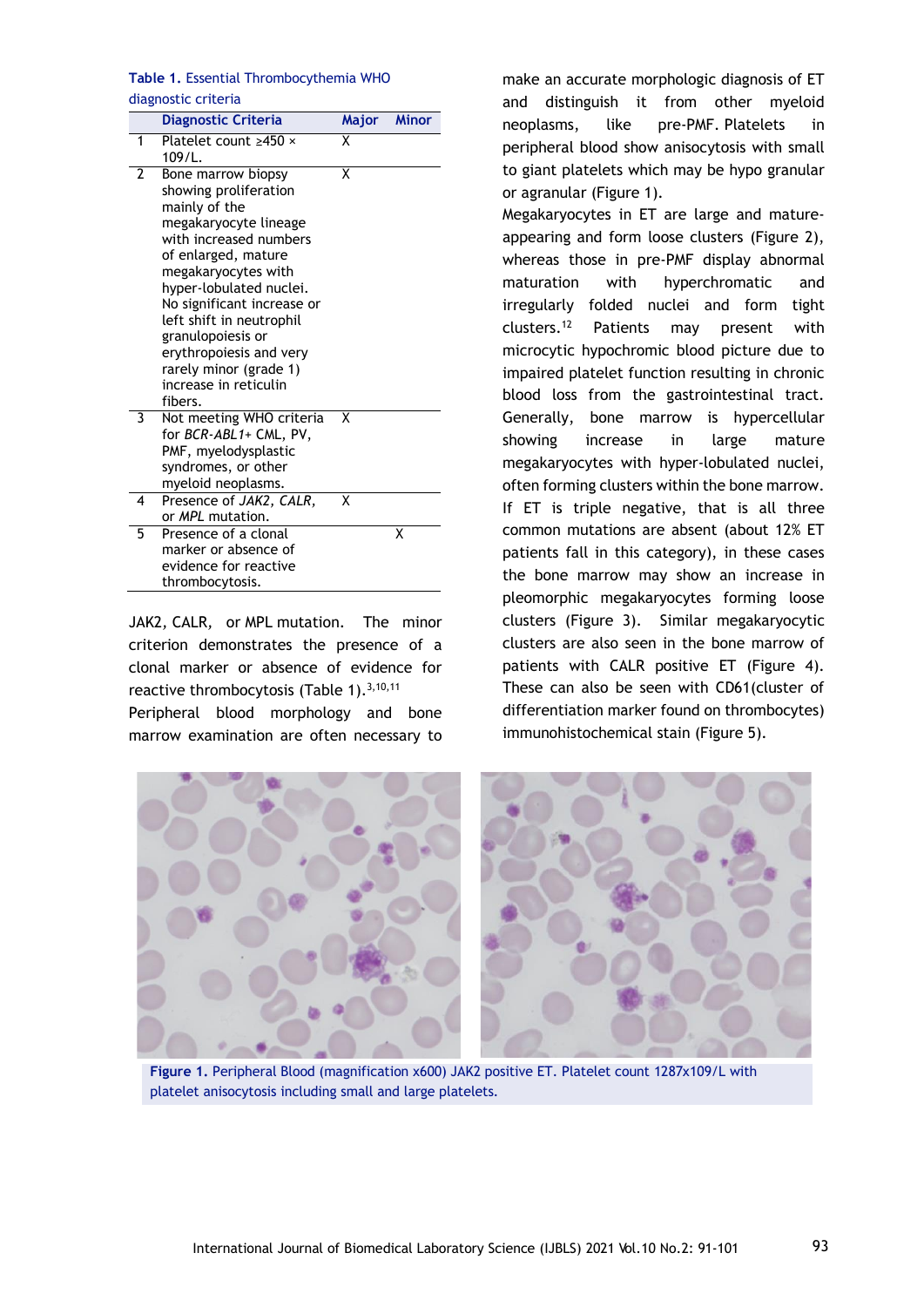**Table 1.** Essential Thrombocythemia WHO diagnostic criteria

| | Diagnostic Criteria | Major | Minor |
|---|---|---|---|
| 1 | Platelet count ≥450 × 109/L. | X | |
| 2 | Bone marrow biopsy showing proliferation mainly of the megakaryocyte lineage with increased numbers of enlarged, mature megakaryocytes with hyper-lobulated nuclei. No significant increase or left shift in neutrophil granulopoiesis or erythropoiesis and very rarely minor (grade 1) increase in reticulin fibers. | X | |
| 3 | Not meeting WHO criteria for *BCR-ABL1*+ CML, PV, PMF, myelodysplastic syndromes, or other myeloid neoplasms. | X | |
| 4 | Presence of *JAK2*, *CALR*, or *MPL* mutation. | X | |
| 5 | Presence of a clonal marker or absence of evidence for reactive thrombocytosis. | | X |

JAK2, CALR, or MPL mutation. The minor criterion demonstrates the presence of a clonal marker or absence of evidence for reactive thrombocytosis (Table 1).[3,10,11]

Peripheral blood morphology and bone marrow examination are often necessary to make an accurate morphologic diagnosis of ET and distinguish it from other myeloid neoplasms, like pre-PMF. Platelets in peripheral blood show anisocytosis with small to giant platelets which may be hypo granular or agranular (Figure 1).

Megakaryocytes in ET are large and mature-appearing and form loose clusters (Figure 2), whereas those in pre-PMF display abnormal maturation with hyperchromatic and irregularly folded nuclei and form tight clusters.[12] Patients may present with microcytic hypochromic blood picture due to impaired platelet function resulting in chronic blood loss from the gastrointestinal tract. Generally, bone marrow is hypercellular showing increase in large mature megakaryocytes with hyper-lobulated nuclei, often forming clusters within the bone marrow. If ET is triple negative, that is all three common mutations are absent (about 12% ET patients fall in this category), in these cases the bone marrow may show an increase in pleomorphic megakaryocytes forming loose clusters (Figure 3). Similar megakaryocytic clusters are also seen in the bone marrow of patients with CALR positive ET (Figure 4). These can also be seen with CD61(cluster of differentiation marker found on thrombocytes) immunohistochemical stain (Figure 5).

**Figure 1.** Peripheral Blood (magnification x600) JAK2 positive ET. Platelet count 1287x109/L with platelet anisocytosis including small and large platelets.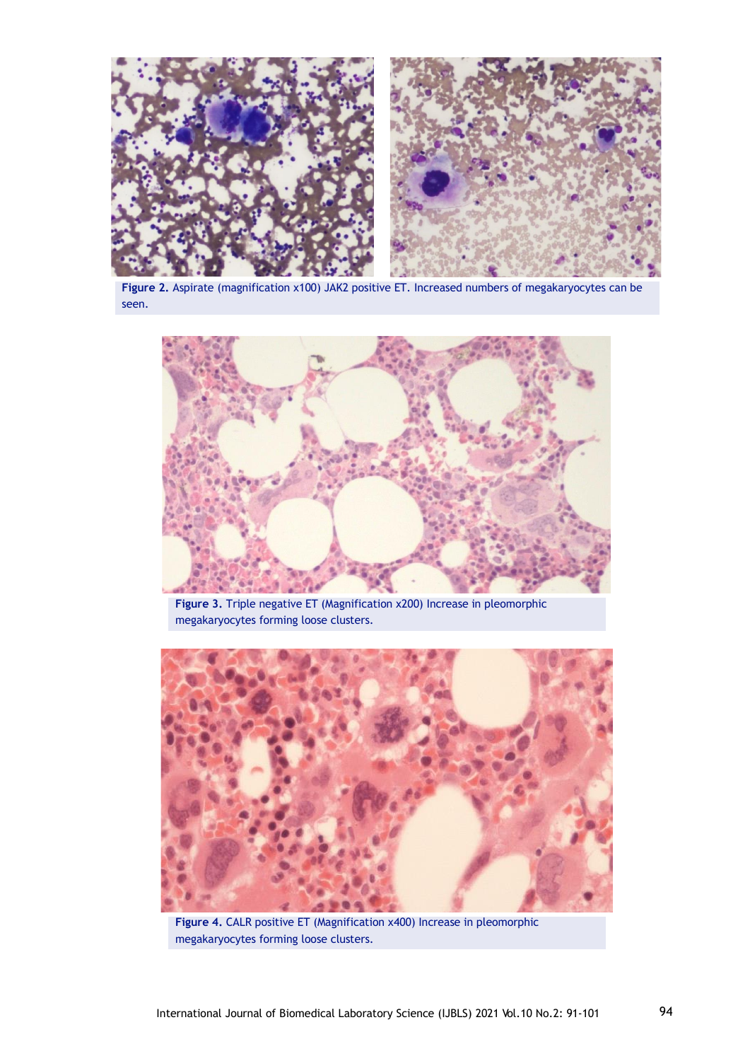**Figure 2.** Aspirate (magnification x100) JAK2 positive ET. Increased numbers of megakaryocytes can be seen.

**Figure 3.** Triple negative ET (Magnification x200) Increase in pleomorphic megakaryocytes forming loose clusters.

**Figure 4.** CALR positive ET (Magnification x400) Increase in pleomorphic megakaryocytes forming loose clusters.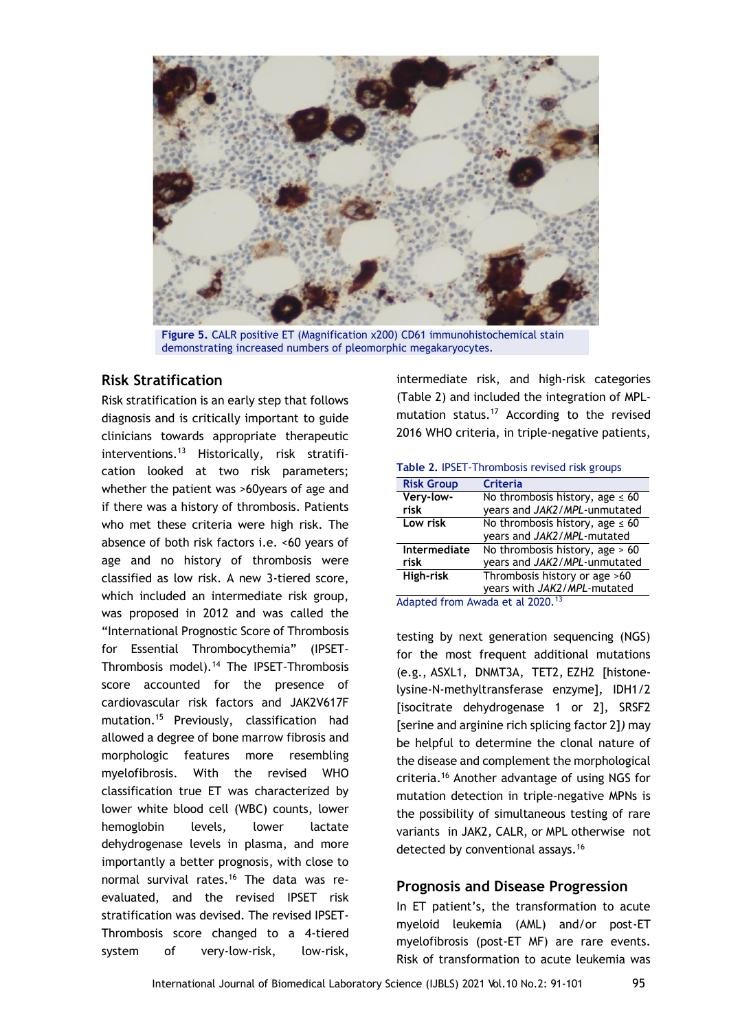Figure 5. CALR positive ET (Magnification x200) CD61 immunohistochemical stain demonstrating increased numbers of pleomorphic megakaryocytes.

## Risk Stratification

Risk stratification is an early step that follows diagnosis and is critically important to guide clinicians towards appropriate therapeutic interventions.[13] Historically, risk stratification looked at two risk parameters; whether the patient was >60years of age and if there was a history of thrombosis. Patients who met these criteria were high risk. The absence of both risk factors i.e. <60 years of age and no history of thrombosis were classified as low risk. A new 3-tiered score, which included an intermediate risk group, was proposed in 2012 and was called the "International Prognostic Score of Thrombosis for Essential Thrombocythemia" (IPSET-Thrombosis model).[14] The IPSET-Thrombosis score accounted for the presence of cardiovascular risk factors and JAK2V617F mutation.[15] Previously, classification had allowed a degree of bone marrow fibrosis and morphologic features more resembling myelofibrosis. With the revised WHO classification true ET was characterized by lower white blood cell (WBC) counts, lower hemoglobin levels, lower lactate dehydrogenase levels in plasma, and more importantly a better prognosis, with close to normal survival rates.[16] The data was re-evaluated, and the revised IPSET risk stratification was devised. The revised IPSET-Thrombosis score changed to a 4-tiered system of very-low-risk, low-risk, intermediate risk, and high-risk categories (Table 2) and included the integration of MPL-mutation status.[17] According to the revised 2016 WHO criteria, in triple-negative patients, testing by next generation sequencing (NGS) for the most frequent additional mutations (e.g., ASXL1, DNMT3A, TET2, EZH2 [histone-lysine-N-methyltransferase enzyme], IDH1/2 [isocitrate dehydrogenase 1 or 2], SRSF2 [serine and arginine rich splicing factor 2]) may be helpful to determine the clonal nature of the disease and complement the morphological criteria.[16] Another advantage of using NGS for mutation detection in triple-negative MPNs is the possibility of simultaneous testing of rare variants in JAK2, CALR, or MPL otherwise not detected by conventional assays.[16]

**Table 2.** IPSET-Thrombosis revised risk groups

| Risk Group | Criteria |
|---|---|
| **Very-low-risk** | No thrombosis history, age ≤ 60 years and *JAK2*/*MPL*-unmutated |
| **Low risk** | No thrombosis history, age ≤ 60 years and *JAK2*/*MPL*-mutated |
| **Intermediate risk** | No thrombosis history, age > 60 years and *JAK2*/*MPL*-unmutated |
| **High-risk** | Thrombosis history or age >60 years with *JAK2*/*MPL*-mutated |

Adapted from Awada et al 2020.[13]

## Prognosis and Disease Progression

In ET patient's, the transformation to acute myeloid leukemia (AML) and/or post-ET myelofibrosis (post-ET MF) are rare events. Risk of transformation to acute leukemia was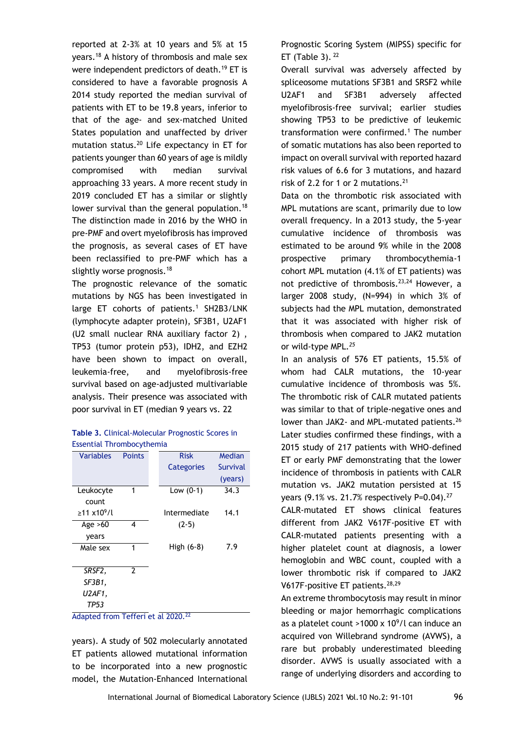reported at 2-3% at 10 years and 5% at 15 years.[18] A history of thrombosis and male sex were independent predictors of death.[19] ET is considered to have a favorable prognosis A 2014 study reported the median survival of patients with ET to be 19.8 years, inferior to that of the age- and sex-matched United States population and unaffected by driver mutation status.[20] Life expectancy in ET for patients younger than 60 years of age is mildly compromised with median survival approaching 33 years. A more recent study in 2019 concluded ET has a similar or slightly lower survival than the general population.[18] The distinction made in 2016 by the WHO in pre-PMF and overt myelofibrosis has improved the prognosis, as several cases of ET have been reclassified to pre-PMF which has a slightly worse prognosis.[18]

The prognostic relevance of the somatic mutations by NGS has been investigated in large ET cohorts of patients.[1] SH2B3/LNK (lymphocyte adapter protein), SF3B1, U2AF1 (U2 small nuclear RNA auxiliary factor 2) , TP53 (tumor protein p53), IDH2, and EZH2 have been shown to impact on overall, leukemia-free, and myelofibrosis-free survival based on age-adjusted multivariable analysis. Their presence was associated with poor survival in ET (median 9 years vs. 22 years). A study of 502 molecularly annotated ET patients allowed mutational information to be incorporated into a new prognostic model, the Mutation-Enhanced International Prognostic Scoring System (MIPSS) specific for ET (Table 3).[22]

**Table 3.** Clinical-Molecular Prognostic Scores in Essential Thrombocythemia

| Variables | Points | Risk Categories | Median Survival (years) |
|---|---|---|---|
| Leukocyte count $\geq 11 \times 10^9$/l | 1 | Low (0-1) | 34.3 |
| Age >60 years | 4 | Intermediate (2-5) | 14.1 |
| Male sex | 1 | High (6-8) | 7.9 |
| *SRSF2, SF3B1, U2AF1, TP53* | 2 | | |

Adapted from Tefferi et al 2020.[22]

Overall survival was adversely affected by spliceosome mutations SF3B1 and SRSF2 while U2AF1 and SF3B1 adversely affected myelofibrosis-free survival; earlier studies showing TP53 to be predictive of leukemic transformation were confirmed.[1] The number of somatic mutations has also been reported to impact on overall survival with reported hazard risk values of 6.6 for 3 mutations, and hazard risk of 2.2 for 1 or 2 mutations.[21]

Data on the thrombotic risk associated with MPL mutations are scant, primarily due to low overall frequency. In a 2013 study, the 5-year cumulative incidence of thrombosis was estimated to be around 9% while in the 2008 prospective primary thrombocythemia-1 cohort MPL mutation (4.1% of ET patients) was not predictive of thrombosis.[23,24] However, a larger 2008 study, (N=994) in which 3% of subjects had the MPL mutation, demonstrated that it was associated with higher risk of thrombosis when compared to JAK2 mutation or wild-type MPL.[25]

In an analysis of 576 ET patients, 15.5% of whom had CALR mutations, the 10-year cumulative incidence of thrombosis was 5%. The thrombotic risk of CALR mutated patients was similar to that of triple-negative ones and lower than JAK2- and MPL-mutated patients.[26] Later studies confirmed these findings, with a 2015 study of 217 patients with WHO-defined ET or early PMF demonstrating that the lower incidence of thrombosis in patients with CALR mutation vs. JAK2 mutation persisted at 15 years (9.1% vs. 21.7% respectively P=0.04).[27]

CALR-mutated ET shows clinical features different from JAK2 V617F-positive ET with CALR-mutated patients presenting with a higher platelet count at diagnosis, a lower hemoglobin and WBC count, coupled with a lower thrombotic risk if compared to JAK2 V617F-positive ET patients.[28,29]

An extreme thrombocytosis may result in minor bleeding or major hemorrhagic complications as a platelet count >1000 x $10^9$/l can induce an acquired von Willebrand syndrome (AVWS), a rare but probably underestimated bleeding disorder. AVWS is usually associated with a range of underlying disorders and according to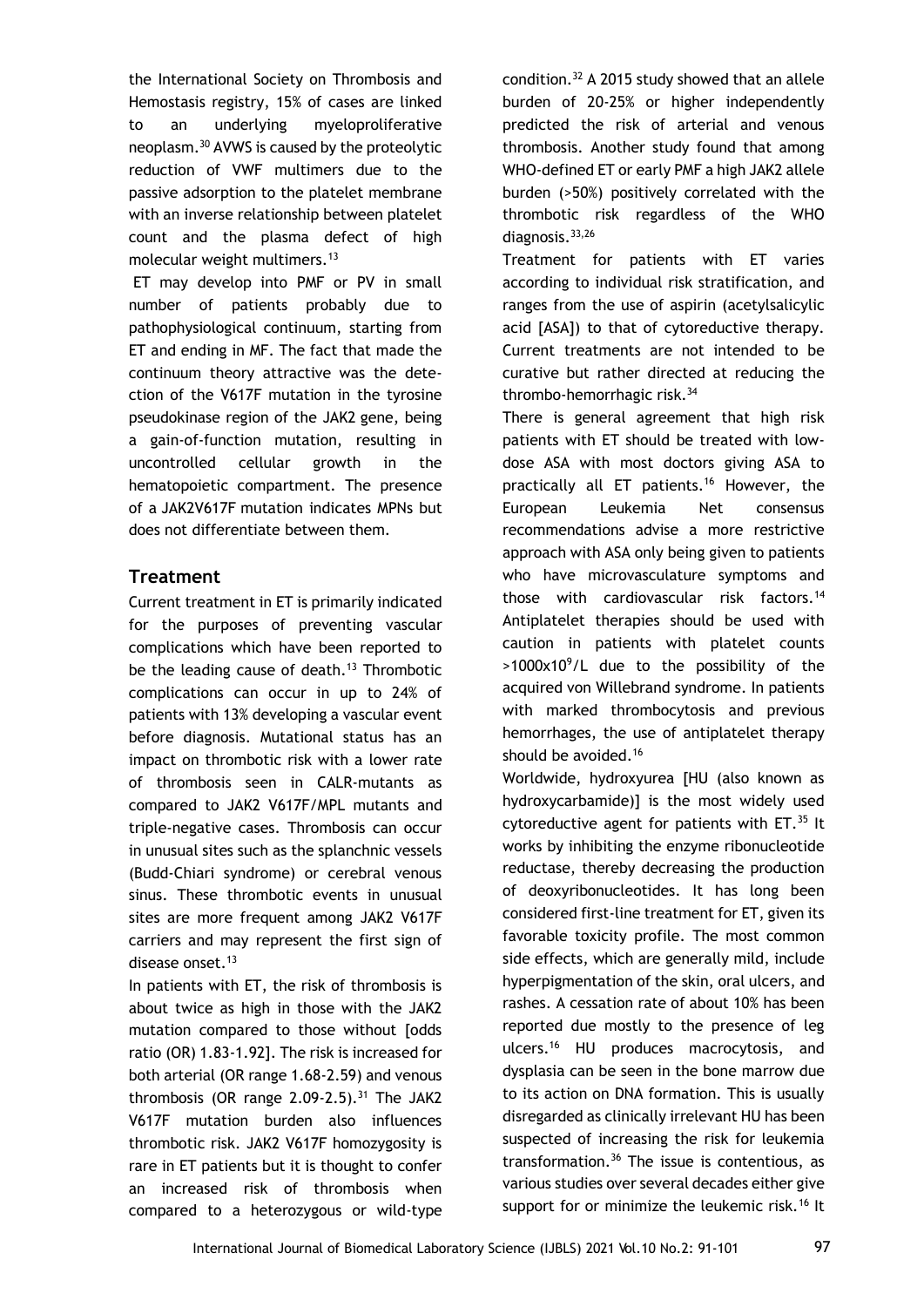the International Society on Thrombosis and Hemostasis registry, 15% of cases are linked to an underlying myeloproliferative neoplasm.[30] AVWS is caused by the proteolytic reduction of VWF multimers due to the passive adsorption to the platelet membrane with an inverse relationship between platelet count and the plasma defect of high molecular weight multimers.[13]

ET may develop into PMF or PV in small number of patients probably due to pathophysiological continuum, starting from ET and ending in MF. The fact that made the continuum theory attractive was the detection of the V617F mutation in the tyrosine pseudokinase region of the JAK2 gene, being a gain-of-function mutation, resulting in uncontrolled cellular growth in the hematopoietic compartment. The presence of a JAK2V617F mutation indicates MPNs but does not differentiate between them.

## Treatment

Current treatment in ET is primarily indicated for the purposes of preventing vascular complications which have been reported to be the leading cause of death.[13] Thrombotic complications can occur in up to 24% of patients with 13% developing a vascular event before diagnosis. Mutational status has an impact on thrombotic risk with a lower rate of thrombosis seen in CALR-mutants as compared to JAK2 V617F/MPL mutants and triple-negative cases. Thrombosis can occur in unusual sites such as the splanchnic vessels (Budd-Chiari syndrome) or cerebral venous sinus. These thrombotic events in unusual sites are more frequent among JAK2 V617F carriers and may represent the first sign of disease onset.[13]

In patients with ET, the risk of thrombosis is about twice as high in those with the JAK2 mutation compared to those without [odds ratio (OR) 1.83-1.92]. The risk is increased for both arterial (OR range 1.68-2.59) and venous thrombosis (OR range 2.09-2.5).[31] The JAK2 V617F mutation burden also influences thrombotic risk. JAK2 V617F homozygosity is rare in ET patients but it is thought to confer an increased risk of thrombosis when compared to a heterozygous or wild-type condition.[32] A 2015 study showed that an allele burden of 20-25% or higher independently predicted the risk of arterial and venous thrombosis. Another study found that among WHO-defined ET or early PMF a high JAK2 allele burden (>50%) positively correlated with the thrombotic risk regardless of the WHO diagnosis.[33,26]

Treatment for patients with ET varies according to individual risk stratification, and ranges from the use of aspirin (acetylsalicylic acid [ASA]) to that of cytoreductive therapy. Current treatments are not intended to be curative but rather directed at reducing the thrombo-hemorrhagic risk.[34]

There is general agreement that high risk patients with ET should be treated with low-dose ASA with most doctors giving ASA to practically all ET patients.[16] However, the European Leukemia Net consensus recommendations advise a more restrictive approach with ASA only being given to patients who have microvasculature symptoms and those with cardiovascular risk factors.[14] Antiplatelet therapies should be used with caution in patients with platelet counts $>1000\text{x}10^9/\text{L}$ due to the possibility of the acquired von Willebrand syndrome. In patients with marked thrombocytosis and previous hemorrhages, the use of antiplatelet therapy should be avoided.[16]

Worldwide, hydroxyurea [HU (also known as hydroxycarbamide)] is the most widely used cytoreductive agent for patients with ET.[35] It works by inhibiting the enzyme ribonucleotide reductase, thereby decreasing the production of deoxyribonucleotides. It has long been considered first-line treatment for ET, given its favorable toxicity profile. The most common side effects, which are generally mild, include hyperpigmentation of the skin, oral ulcers, and rashes. A cessation rate of about 10% has been reported due mostly to the presence of leg ulcers.[16] HU produces macrocytosis, and dysplasia can be seen in the bone marrow due to its action on DNA formation. This is usually disregarded as clinically irrelevant HU has been suspected of increasing the risk for leukemia transformation.[36] The issue is contentious, as various studies over several decades either give support for or minimize the leukemic risk.[16] It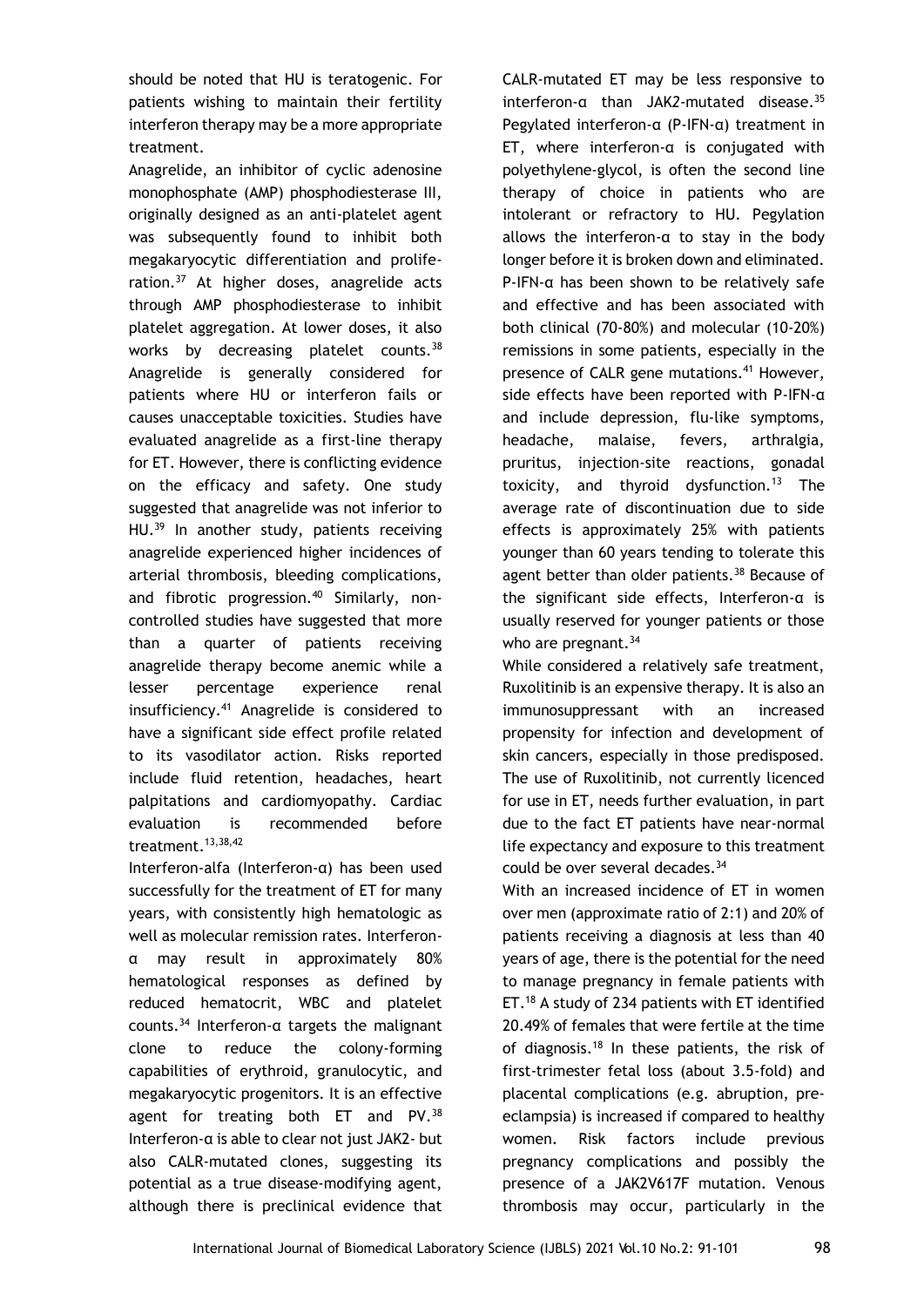should be noted that HU is teratogenic. For patients wishing to maintain their fertility interferon therapy may be a more appropriate treatment.

Anagrelide, an inhibitor of cyclic adenosine monophosphate (AMP) phosphodiesterase III, originally designed as an anti-platelet agent was subsequently found to inhibit both megakaryocytic differentiation and proliferation.[37] At higher doses, anagrelide acts through AMP phosphodiesterase to inhibit platelet aggregation. At lower doses, it also works by decreasing platelet counts.[38] Anagrelide is generally considered for patients where HU or interferon fails or causes unacceptable toxicities. Studies have evaluated anagrelide as a first-line therapy for ET. However, there is conflicting evidence on the efficacy and safety. One study suggested that anagrelide was not inferior to HU.[39] In another study, patients receiving anagrelide experienced higher incidences of arterial thrombosis, bleeding complications, and fibrotic progression.[40] Similarly, non-controlled studies have suggested that more than a quarter of patients receiving anagrelide therapy become anemic while a lesser percentage experience renal insufficiency.[41] Anagrelide is considered to have a significant side effect profile related to its vasodilator action. Risks reported include fluid retention, headaches, heart palpitations and cardiomyopathy. Cardiac evaluation is recommended before treatment.[13,38,42]

Interferon-alfa (Interferon-α) has been used successfully for the treatment of ET for many years, with consistently high hematologic as well as molecular remission rates. Interferon-α may result in approximately 80% hematological responses as defined by reduced hematocrit, WBC and platelet counts.[34] Interferon-α targets the malignant clone to reduce the colony-forming capabilities of erythroid, granulocytic, and megakaryocytic progenitors. It is an effective agent for treating both ET and PV.[38] Interferon-α is able to clear not just JAK2- but also CALR-mutated clones, suggesting its potential as a true disease-modifying agent, although there is preclinical evidence that CALR-mutated ET may be less responsive to interferon-α than JAK2-mutated disease.[35] Pegylated interferon-α (P-IFN-α) treatment in ET, where interferon-α is conjugated with polyethylene-glycol, is often the second line therapy of choice in patients who are intolerant or refractory to HU. Pegylation allows the interferon-α to stay in the body longer before it is broken down and eliminated. P-IFN-α has been shown to be relatively safe and effective and has been associated with both clinical (70-80%) and molecular (10-20%) remissions in some patients, especially in the presence of CALR gene mutations.[41] However, side effects have been reported with P-IFN-α and include depression, flu-like symptoms, headache, malaise, fevers, arthralgia, pruritus, injection-site reactions, gonadal toxicity, and thyroid dysfunction.[13] The average rate of discontinuation due to side effects is approximately 25% with patients younger than 60 years tending to tolerate this agent better than older patients.[38] Because of the significant side effects, Interferon-α is usually reserved for younger patients or those who are pregnant.[34]

While considered a relatively safe treatment, Ruxolitinib is an expensive therapy. It is also an immunosuppressant with an increased propensity for infection and development of skin cancers, especially in those predisposed. The use of Ruxolitinib, not currently licenced for use in ET, needs further evaluation, in part due to the fact ET patients have near-normal life expectancy and exposure to this treatment could be over several decades.[34]

With an increased incidence of ET in women over men (approximate ratio of 2:1) and 20% of patients receiving a diagnosis at less than 40 years of age, there is the potential for the need to manage pregnancy in female patients with ET.[18] A study of 234 patients with ET identified 20.49% of females that were fertile at the time of diagnosis.[18] In these patients, the risk of first-trimester fetal loss (about 3.5-fold) and placental complications (e.g. abruption, pre-eclampsia) is increased if compared to healthy women. Risk factors include previous pregnancy complications and possibly the presence of a JAK2V617F mutation. Venous thrombosis may occur, particularly in the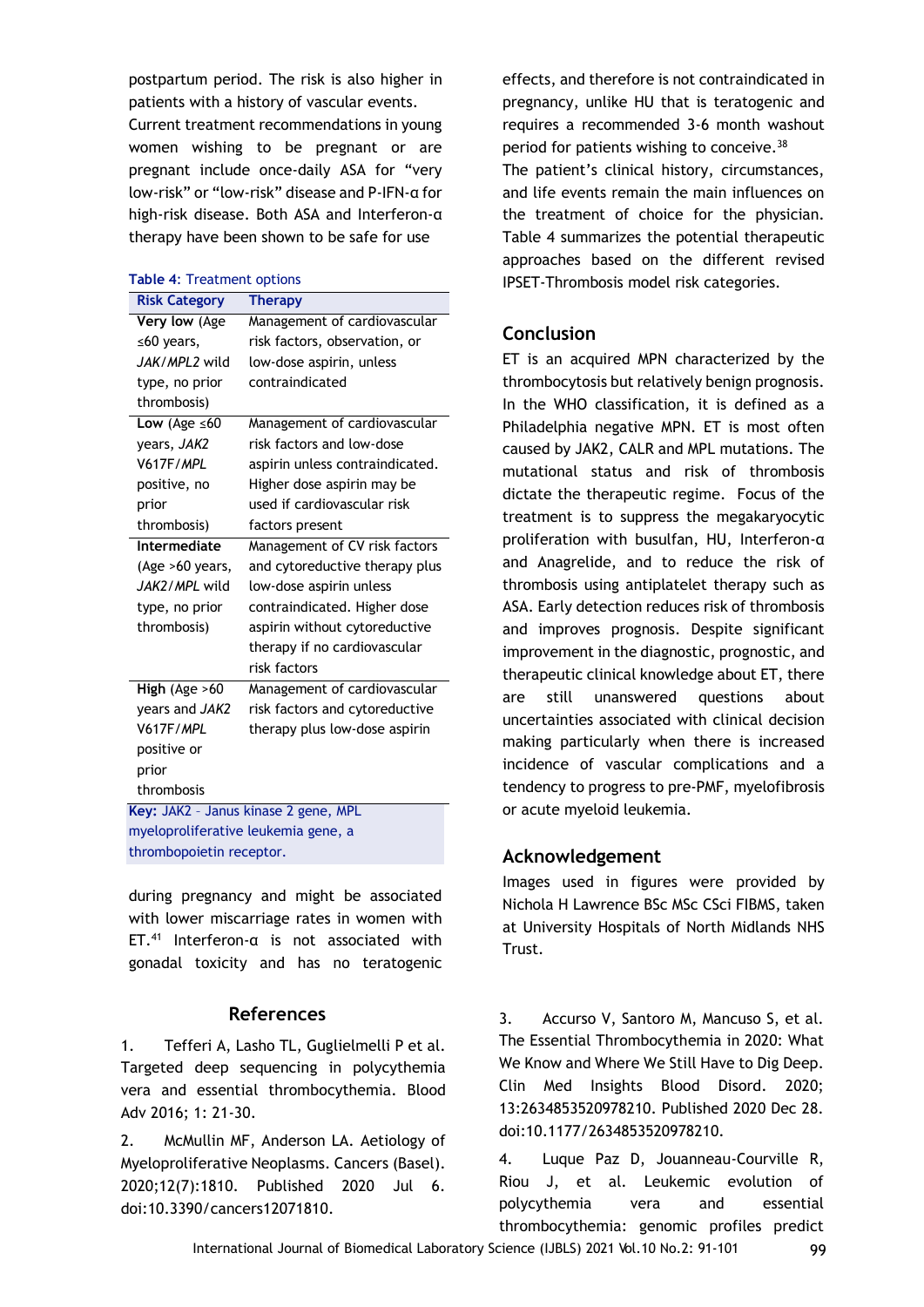postpartum period. The risk is also higher in patients with a history of vascular events. Current treatment recommendations in young women wishing to be pregnant or are pregnant include once-daily ASA for "very low-risk" or "low-risk" disease and P-IFN-α for high-risk disease. Both ASA and Interferon-α therapy have been shown to be safe for use during pregnancy and might be associated with lower miscarriage rates in women with ET.[41] Interferon-α is not associated with gonadal toxicity and has no teratogenic effects, and therefore is not contraindicated in pregnancy, unlike HU that is teratogenic and requires a recommended 3-6 month washout period for patients wishing to conceive.[38]

**Table 4**: Treatment options

| Risk Category | Therapy |
|---|---|
| **Very low** (Age ≤60 years, *JAK*/*MPL2* wild type, no prior thrombosis) | Management of cardiovascular risk factors, observation, or low-dose aspirin, unless contraindicated |
| **Low** (Age ≤60 years, *JAK2* V617F/*MPL* positive, no prior thrombosis) | Management of cardiovascular risk factors and low-dose aspirin unless contraindicated. Higher dose aspirin may be used if cardiovascular risk factors present |
| **Intermediate** (Age >60 years, *JAK2*/*MPL* wild type, no prior thrombosis) | Management of CV risk factors and cytoreductive therapy plus low-dose aspirin unless contraindicated. Higher dose aspirin without cytoreductive therapy if no cardiovascular risk factors |
| **High** (Age >60 years and *JAK2* V617F/*MPL* positive or prior thrombosis | Management of cardiovascular risk factors and cytoreductive therapy plus low-dose aspirin |

**Key:** JAK2 – Janus kinase 2 gene, MPL myeloproliferative leukemia gene, a thrombopoietin receptor.

The patient's clinical history, circumstances, and life events remain the main influences on the treatment of choice for the physician. Table 4 summarizes the potential therapeutic approaches based on the different revised IPSET-Thrombosis model risk categories.

## Conclusion

ET is an acquired MPN characterized by the thrombocytosis but relatively benign prognosis. In the WHO classification, it is defined as a Philadelphia negative MPN. ET is most often caused by JAK2, CALR and MPL mutations. The mutational status and risk of thrombosis dictate the therapeutic regime. Focus of the treatment is to suppress the megakaryocytic proliferation with busulfan, HU, Interferon-α and Anagrelide, and to reduce the risk of thrombosis using antiplatelet therapy such as ASA. Early detection reduces risk of thrombosis and improves prognosis. Despite significant improvement in the diagnostic, prognostic, and therapeutic clinical knowledge about ET, there are still unanswered questions about uncertainties associated with clinical decision making particularly when there is increased incidence of vascular complications and a tendency to progress to pre-PMF, myelofibrosis or acute myeloid leukemia.

## Acknowledgement

Images used in figures were provided by Nichola H Lawrence BSc MSc CSci FIBMS, taken at University Hospitals of North Midlands NHS Trust.

## References

1. Tefferi A, Lasho TL, Guglielmelli P et al. Targeted deep sequencing in polycythemia vera and essential thrombocythemia. Blood Adv 2016; 1: 21-30.

2. McMullin MF, Anderson LA. Aetiology of Myeloproliferative Neoplasms. Cancers (Basel). 2020;12(7):1810. Published 2020 Jul 6. doi:10.3390/cancers12071810.

3. Accurso V, Santoro M, Mancuso S, et al. The Essential Thrombocythemia in 2020: What We Know and Where We Still Have to Dig Deep. Clin Med Insights Blood Disord. 2020; 13:2634853520978210. Published 2020 Dec 28. doi:10.1177/2634853520978210.

4. Luque Paz D, Jouanneau-Courville R, Riou J, et al. Leukemic evolution of polycythemia vera and essential thrombocythemia: genomic profiles predict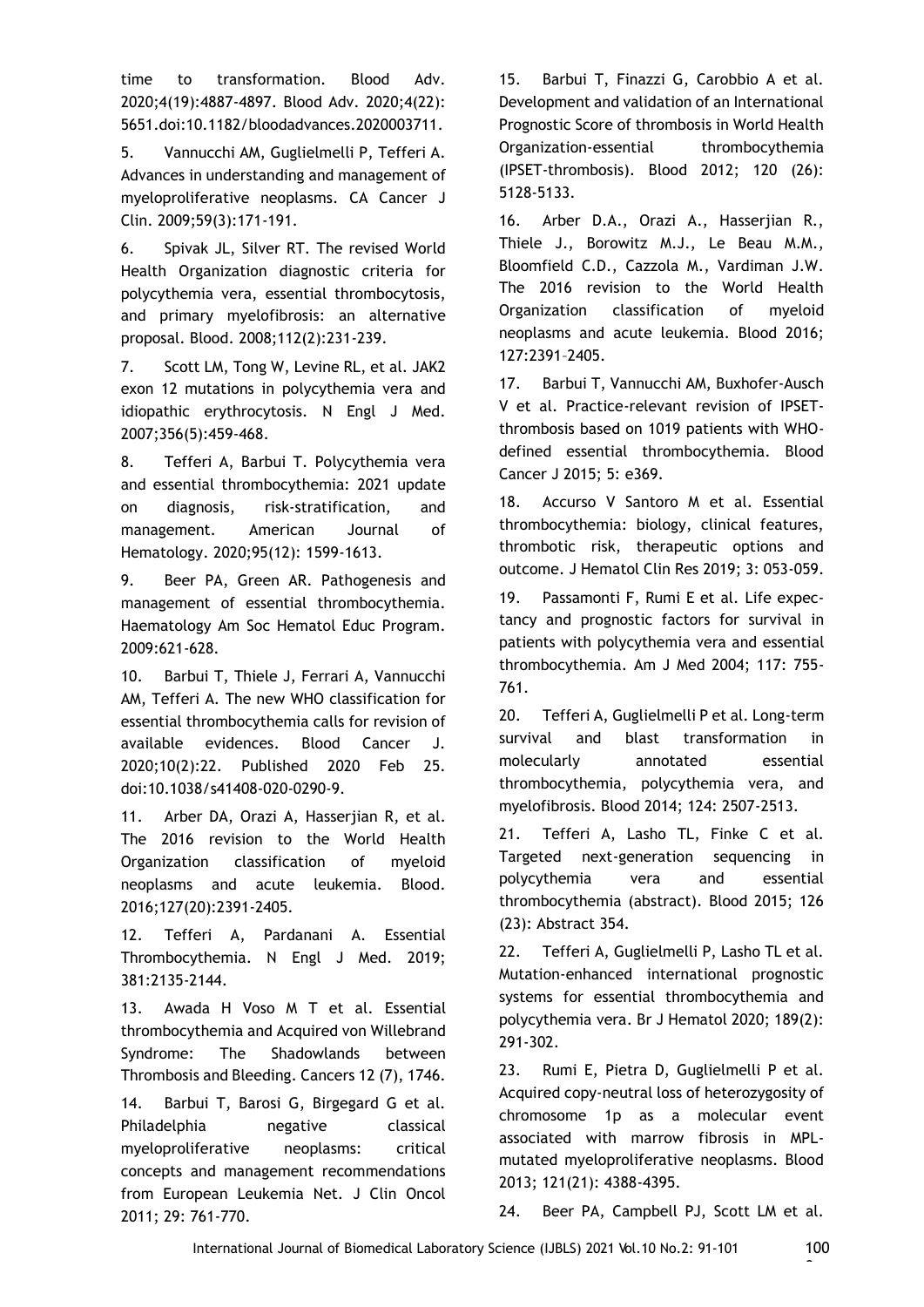time to transformation. Blood Adv. 2020;4(19):4887-4897. Blood Adv. 2020;4(22): 5651.doi:10.1182/bloodadvances.2020003711.

5. Vannucchi AM, Guglielmelli P, Tefferi A. Advances in understanding and management of myeloproliferative neoplasms. CA Cancer J Clin. 2009;59(3):171-191.

6. Spivak JL, Silver RT. The revised World Health Organization diagnostic criteria for polycythemia vera, essential thrombocytosis, and primary myelofibrosis: an alternative proposal. Blood. 2008;112(2):231-239.

7. Scott LM, Tong W, Levine RL, et al. JAK2 exon 12 mutations in polycythemia vera and idiopathic erythrocytosis. N Engl J Med. 2007;356(5):459-468.

8. Tefferi A, Barbui T. Polycythemia vera and essential thrombocythemia: 2021 update on diagnosis, risk-stratification, and management. American Journal of Hematology. 2020;95(12): 1599-1613.

9. Beer PA, Green AR. Pathogenesis and management of essential thrombocythemia. Haematology Am Soc Hematol Educ Program. 2009:621-628.

10. Barbui T, Thiele J, Ferrari A, Vannucchi AM, Tefferi A. The new WHO classification for essential thrombocythemia calls for revision of available evidences. Blood Cancer J. 2020;10(2):22. Published 2020 Feb 25. doi:10.1038/s41408-020-0290-9.

11. Arber DA, Orazi A, Hasserjian R, et al. The 2016 revision to the World Health Organization classification of myeloid neoplasms and acute leukemia. Blood. 2016;127(20):2391-2405.

12. Tefferi A, Pardanani A. Essential Thrombocythemia. N Engl J Med. 2019; 381:2135-2144.

13. Awada H Voso M T et al. Essential thrombocythemia and Acquired von Willebrand Syndrome: The Shadowlands between Thrombosis and Bleeding. Cancers 12 (7), 1746.

14. Barbui T, Barosi G, Birgegard G et al. Philadelphia negative classical myeloproliferative neoplasms: critical concepts and management recommendations from European Leukemia Net. J Clin Oncol 2011; 29: 761-770.

15. Barbui T, Finazzi G, Carobbio A et al. Development and validation of an International Prognostic Score of thrombosis in World Health Organization-essential thrombocythemia (IPSET-thrombosis). Blood 2012; 120 (26): 5128-5133.

16. Arber D.A., Orazi A., Hasserjian R., Thiele J., Borowitz M.J., Le Beau M.M., Bloomfield C.D., Cazzola M., Vardiman J.W. The 2016 revision to the World Health Organization classification of myeloid neoplasms and acute leukemia. Blood 2016; 127:2391–2405.

17. Barbui T, Vannucchi AM, Buxhofer-Ausch V et al. Practice-relevant revision of IPSET-thrombosis based on 1019 patients with WHO-defined essential thrombocythemia. Blood Cancer J 2015; 5: e369.

18. Accurso V Santoro M et al. Essential thrombocythemia: biology, clinical features, thrombotic risk, therapeutic options and outcome. J Hematol Clin Res 2019; 3: 053-059.

19. Passamonti F, Rumi E et al. Life expectancy and prognostic factors for survival in patients with polycythemia vera and essential thrombocythemia. Am J Med 2004; 117: 755-761.

20. Tefferi A, Guglielmelli P et al. Long-term survival and blast transformation in molecularly annotated essential thrombocythemia, polycythemia vera, and myelofibrosis. Blood 2014; 124: 2507-2513.

21. Tefferi A, Lasho TL, Finke C et al. Targeted next-generation sequencing in polycythemia vera and essential thrombocythemia (abstract). Blood 2015; 126 (23): Abstract 354.

22. Tefferi A, Guglielmelli P, Lasho TL et al. Mutation-enhanced international prognostic systems for essential thrombocythemia and polycythemia vera. Br J Hematol 2020; 189(2): 291-302.

23. Rumi E, Pietra D, Guglielmelli P et al. Acquired copy-neutral loss of heterozygosity of chromosome 1p as a molecular event associated with marrow fibrosis in MPL-mutated myeloproliferative neoplasms. Blood 2013; 121(21): 4388-4395.

24. Beer PA, Campbell PJ, Scott LM et al.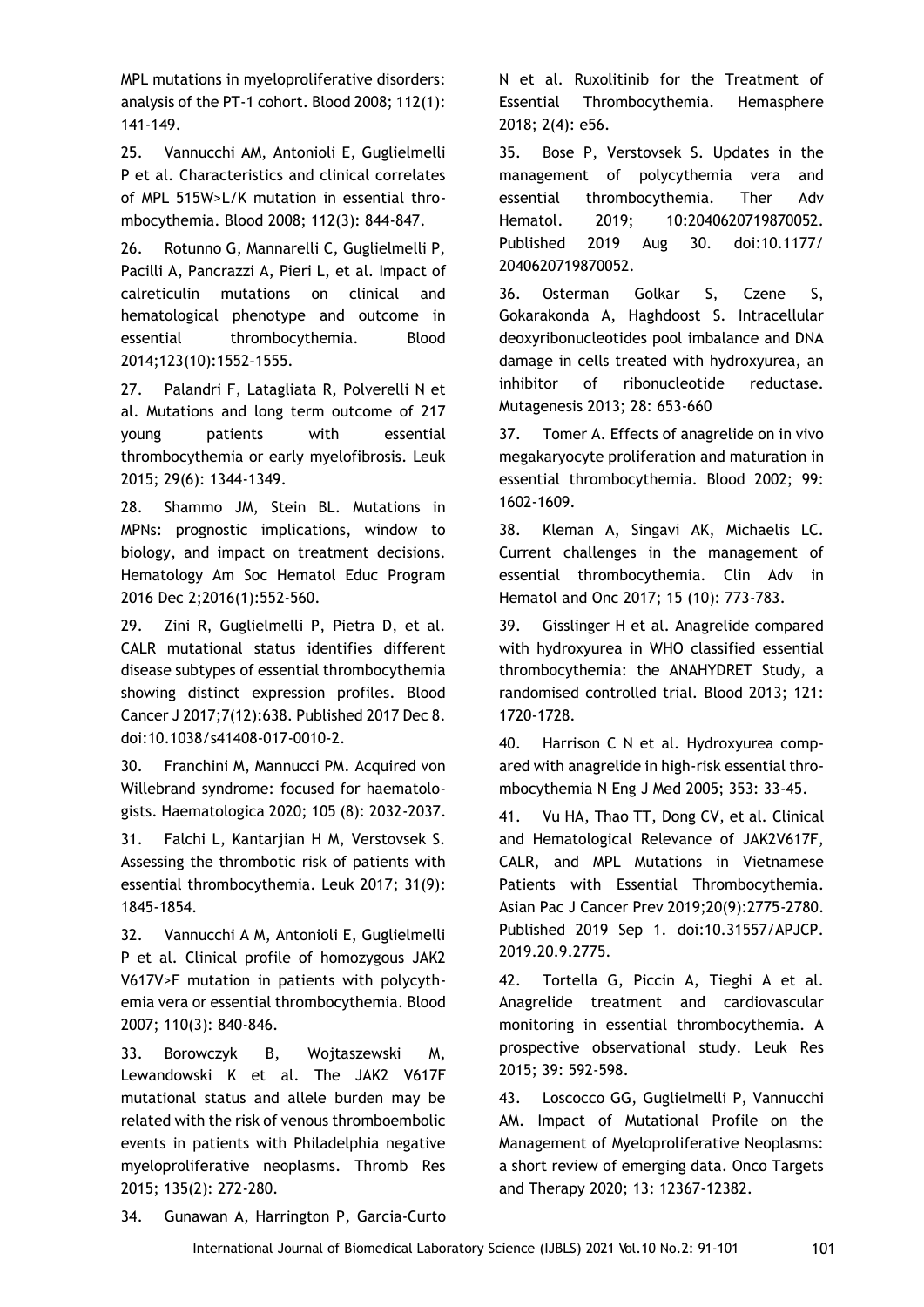MPL mutations in myeloproliferative disorders: analysis of the PT-1 cohort. Blood 2008; 112(1): 141-149.

25. Vannucchi AM, Antonioli E, Guglielmelli P et al. Characteristics and clinical correlates of MPL 515W>L/K mutation in essential thrombocythemia. Blood 2008; 112(3): 844-847.

26. Rotunno G, Mannarelli C, Guglielmelli P, Pacilli A, Pancrazzi A, Pieri L, et al. Impact of calreticulin mutations on clinical and hematological phenotype and outcome in essential thrombocythemia. Blood 2014;123(10):1552–1555.

27. Palandri F, Latagliata R, Polverelli N et al. Mutations and long term outcome of 217 young patients with essential thrombocythemia or early myelofibrosis. Leuk 2015; 29(6): 1344-1349.

28. Shammo JM, Stein BL. Mutations in MPNs: prognostic implications, window to biology, and impact on treatment decisions. Hematology Am Soc Hematol Educ Program 2016 Dec 2;2016(1):552-560.

29. Zini R, Guglielmelli P, Pietra D, et al. CALR mutational status identifies different disease subtypes of essential thrombocythemia showing distinct expression profiles. Blood Cancer J 2017;7(12):638. Published 2017 Dec 8. doi:10.1038/s41408-017-0010-2.

30. Franchini M, Mannucci PM. Acquired von Willebrand syndrome: focused for haematologists. Haematologica 2020; 105 (8): 2032-2037.

31. Falchi L, Kantarjian H M, Verstovsek S. Assessing the thrombotic risk of patients with essential thrombocythemia. Leuk 2017; 31(9): 1845-1854.

32. Vannucchi A M, Antonioli E, Guglielmelli P et al. Clinical profile of homozygous JAK2 V617V>F mutation in patients with polycythemia vera or essential thrombocythemia. Blood 2007; 110(3): 840-846.

33. Borowczyk B, Wojtaszewski M, Lewandowski K et al. The JAK2 V617F mutational status and allele burden may be related with the risk of venous thromboembolic events in patients with Philadelphia negative myeloproliferative neoplasms. Thromb Res 2015; 135(2): 272-280.

34. Gunawan A, Harrington P, Garcia-Curto N et al. Ruxolitinib for the Treatment of Essential Thrombocythemia. Hemasphere 2018; 2(4): e56.

35. Bose P, Verstovsek S. Updates in the management of polycythemia vera and essential thrombocythemia. Ther Adv Hematol. 2019; 10:2040620719870052. Published 2019 Aug 30. doi:10.1177/2040620719870052.

36. Osterman Golkar S, Czene S, Gokarakonda A, Haghdoost S. Intracellular deoxyribonucleotides pool imbalance and DNA damage in cells treated with hydroxyurea, an inhibitor of ribonucleotide reductase. Mutagenesis 2013; 28: 653-660

37. Tomer A. Effects of anagrelide on in vivo megakaryocyte proliferation and maturation in essential thrombocythemia. Blood 2002; 99: 1602-1609.

38. Kleman A, Singavi AK, Michaelis LC. Current challenges in the management of essential thrombocythemia. Clin Adv in Hematol and Onc 2017; 15 (10): 773-783.

39. Gisslinger H et al. Anagrelide compared with hydroxyurea in WHO classified essential thrombocythemia: the ANAHYDRET Study, a randomised controlled trial. Blood 2013; 121: 1720-1728.

40. Harrison C N et al. Hydroxyurea compared with anagrelide in high-risk essential thrombocythemia N Eng J Med 2005; 353: 33-45.

41. Vu HA, Thao TT, Dong CV, et al. Clinical and Hematological Relevance of JAK2V617F, CALR, and MPL Mutations in Vietnamese Patients with Essential Thrombocythemia. Asian Pac J Cancer Prev 2019;20(9):2775-2780. Published 2019 Sep 1. doi:10.31557/APJCP.2019.20.9.2775.

42. Tortella G, Piccin A, Tieghi A et al. Anagrelide treatment and cardiovascular monitoring in essential thrombocythemia. A prospective observational study. Leuk Res 2015; 39: 592-598.

43. Loscocco GG, Guglielmelli P, Vannucchi AM. Impact of Mutational Profile on the Management of Myeloproliferative Neoplasms: a short review of emerging data. Onco Targets and Therapy 2020; 13: 12367-12382.